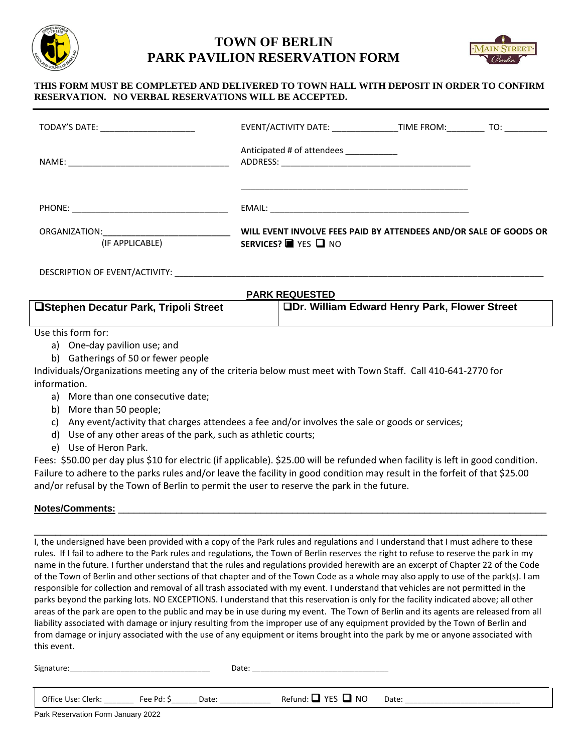# TOWN OF BERLIN
# PARK PAVILION RESERVATION FORM

**THIS FORM MUST BE COMPLETED AND DELIVERED TO TOWN HALL WITH DEPOSIT IN ORDER TO CONFIRM RESERVATION. NO VERBAL RESERVATIONS WILL BE ACCEPTED.**

TODAY'S DATE: ____________________

EVENT/ACTIVITY DATE: ______________ TIME FROM:________ TO: _________

NAME: ___________________________________

Anticipated # of attendees ___________

ADDRESS: ________________________________________

_______________________________________________

PHONE: __________________________________

EMAIL: ___________________________________________

ORGANIZATION:___________________________
(IF APPLICABLE)

**WILL EVENT INVOLVE FEES PAID BY ATTENDEES AND/OR SALE OF GOODS OR SERVICES?** ■ YES ☐ NO

DESCRIPTION OF EVENT/ACTIVITY: ________________________________________________________________________________

**PARK REQUESTED**

| ☐**Stephen Decatur Park, Tripoli Street** | ☐**Dr. William Edward Henry Park, Flower Street** |
|---|---|

Use this form for:

a) One-day pavilion use; and
b) Gatherings of 50 or fewer people

Individuals/Organizations meeting any of the criteria below must meet with Town Staff. Call 410-641-2770 for information.

a) More than one consecutive date;
b) More than 50 people;
c) Any event/activity that charges attendees a fee and/or involves the sale or goods or services;
d) Use of any other areas of the park, such as athletic courts;
e) Use of Heron Park.

Fees: $50.00 per day plus $10 for electric (if applicable). $25.00 will be refunded when facility is left in good condition. Failure to adhere to the parks rules and/or leave the facility in good condition may result in the forfeit of that $25.00 and/or refusal by the Town of Berlin to permit the user to reserve the park in the future.

**Notes/Comments:** ________________________________________________________________________________

________________________________________________________________________________________________

I, the undersigned have been provided with a copy of the Park rules and regulations and I understand that I must adhere to these rules. If I fail to adhere to the Park rules and regulations, the Town of Berlin reserves the right to refuse to reserve the park in my name in the future. I further understand that the rules and regulations provided herewith are an excerpt of Chapter 22 of the Code of the Town of Berlin and other sections of that chapter and of the Town Code as a whole may also apply to use of the park(s). I am responsible for collection and removal of all trash associated with my event. I understand that vehicles are not permitted in the parks beyond the parking lots. NO EXCEPTIONS. I understand that this reservation is only for the facility indicated above; all other areas of the park are open to the public and may be in use during my event. The Town of Berlin and its agents are released from all liability associated with damage or injury resulting from the improper use of any equipment provided by the Town of Berlin and from damage or injury associated with the use of any equipment or items brought into the park by me or anyone associated with this event.

Signature:________________________________ Date: _______________________________

Office Use: Clerk: _______ Fee Pd: $______ Date: ____________ Refund: ☐ YES ☐ NO Date: __________________________

Park Reservation Form January 2022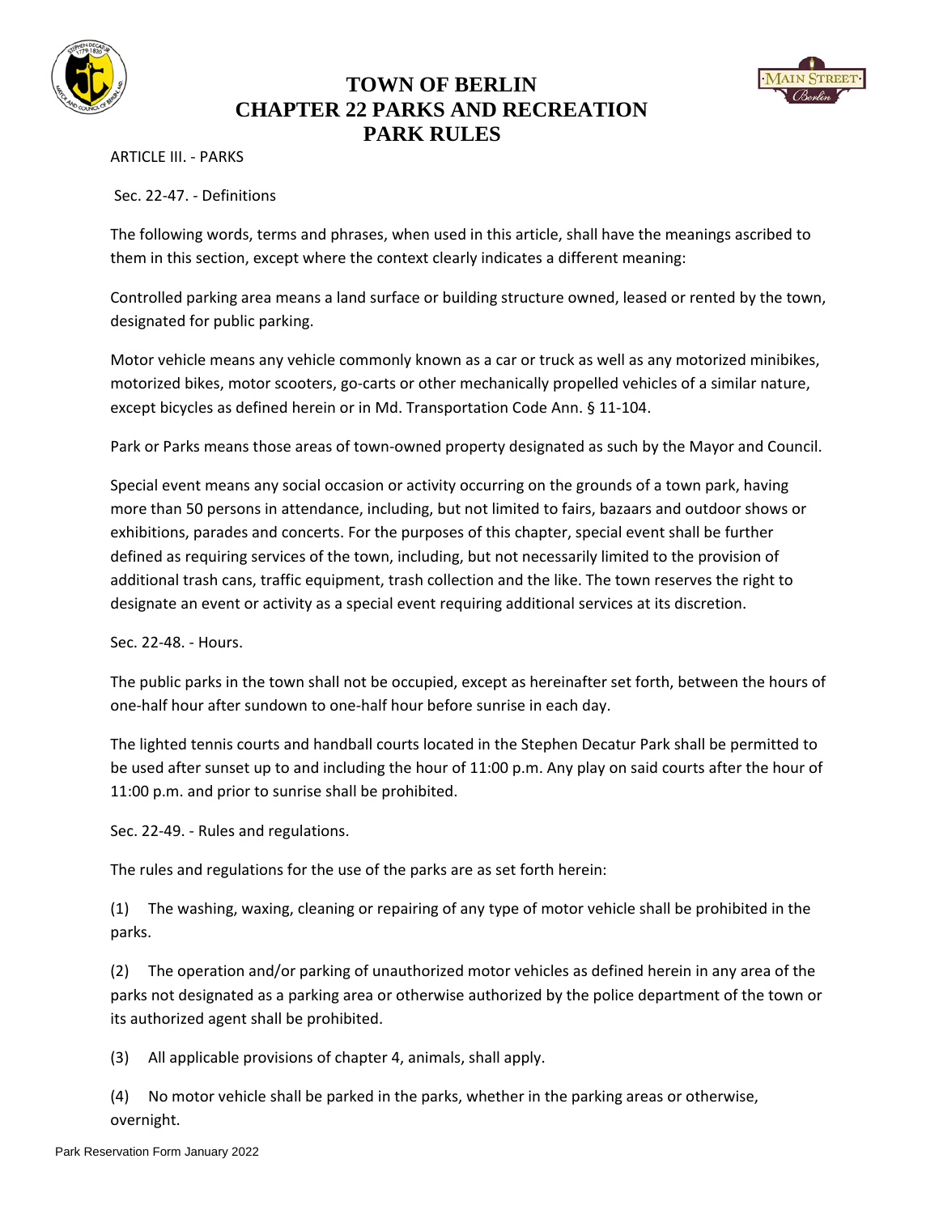# TOWN OF BERLIN
# CHAPTER 22 PARKS AND RECREATION
# PARK RULES

ARTICLE III. - PARKS

Sec. 22-47. - Definitions

The following words, terms and phrases, when used in this article, shall have the meanings ascribed to them in this section, except where the context clearly indicates a different meaning:

Controlled parking area means a land surface or building structure owned, leased or rented by the town, designated for public parking.

Motor vehicle means any vehicle commonly known as a car or truck as well as any motorized minibikes, motorized bikes, motor scooters, go-carts or other mechanically propelled vehicles of a similar nature, except bicycles as defined herein or in Md. Transportation Code Ann. § 11-104.

Park or Parks means those areas of town-owned property designated as such by the Mayor and Council.

Special event means any social occasion or activity occurring on the grounds of a town park, having more than 50 persons in attendance, including, but not limited to fairs, bazaars and outdoor shows or exhibitions, parades and concerts. For the purposes of this chapter, special event shall be further defined as requiring services of the town, including, but not necessarily limited to the provision of additional trash cans, traffic equipment, trash collection and the like. The town reserves the right to designate an event or activity as a special event requiring additional services at its discretion.

Sec. 22-48. - Hours.

The public parks in the town shall not be occupied, except as hereinafter set forth, between the hours of one-half hour after sundown to one-half hour before sunrise in each day.

The lighted tennis courts and handball courts located in the Stephen Decatur Park shall be permitted to be used after sunset up to and including the hour of 11:00 p.m. Any play on said courts after the hour of 11:00 p.m. and prior to sunrise shall be prohibited.

Sec. 22-49. - Rules and regulations.

The rules and regulations for the use of the parks are as set forth herein:

(1) The washing, waxing, cleaning or repairing of any type of motor vehicle shall be prohibited in the parks.

(2) The operation and/or parking of unauthorized motor vehicles as defined herein in any area of the parks not designated as a parking area or otherwise authorized by the police department of the town or its authorized agent shall be prohibited.

(3) All applicable provisions of chapter 4, animals, shall apply.

(4) No motor vehicle shall be parked in the parks, whether in the parking areas or otherwise, overnight.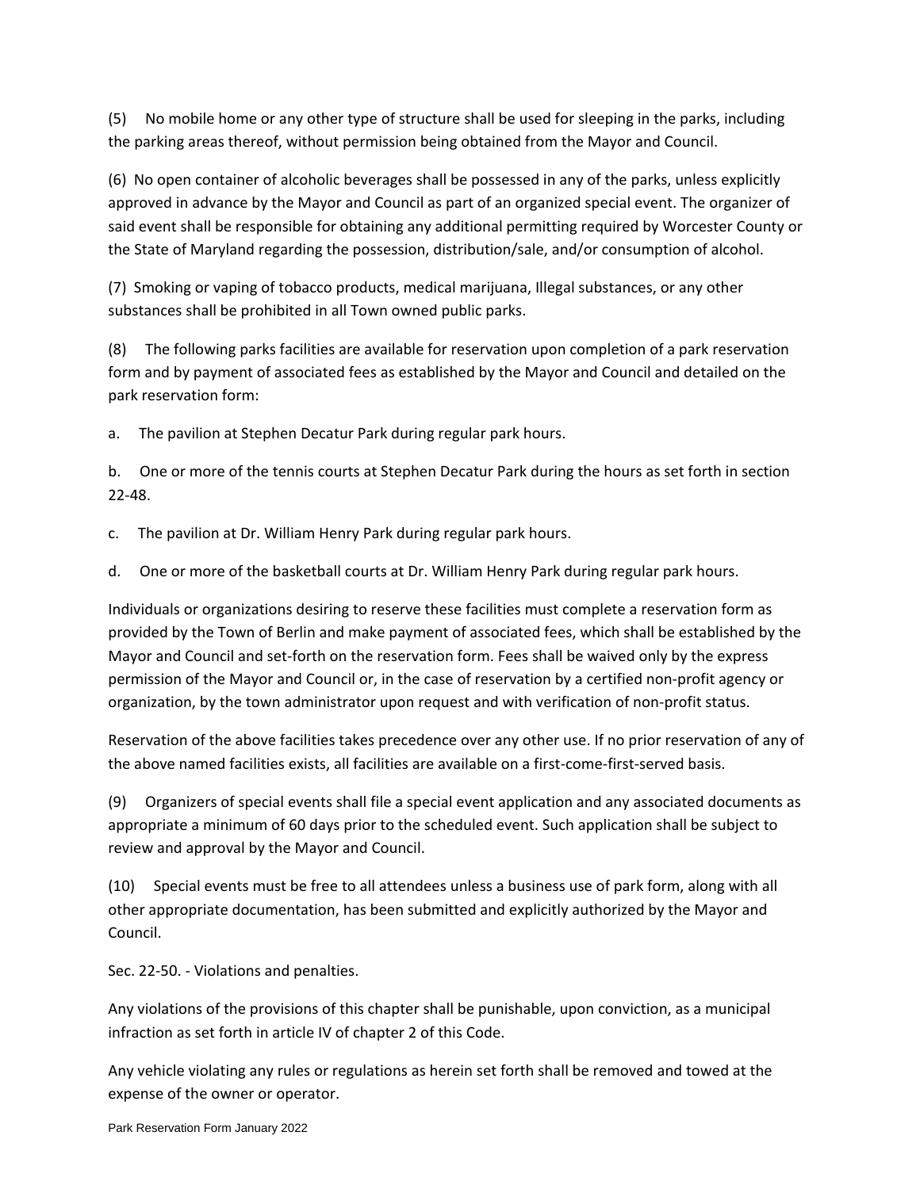(5) No mobile home or any other type of structure shall be used for sleeping in the parks, including the parking areas thereof, without permission being obtained from the Mayor and Council.

(6) No open container of alcoholic beverages shall be possessed in any of the parks, unless explicitly approved in advance by the Mayor and Council as part of an organized special event. The organizer of said event shall be responsible for obtaining any additional permitting required by Worcester County or the State of Maryland regarding the possession, distribution/sale, and/or consumption of alcohol.

(7) Smoking or vaping of tobacco products, medical marijuana, Illegal substances, or any other substances shall be prohibited in all Town owned public parks.

(8) The following parks facilities are available for reservation upon completion of a park reservation form and by payment of associated fees as established by the Mayor and Council and detailed on the park reservation form:

a. The pavilion at Stephen Decatur Park during regular park hours.

b. One or more of the tennis courts at Stephen Decatur Park during the hours as set forth in section 22-48.

c. The pavilion at Dr. William Henry Park during regular park hours.

d. One or more of the basketball courts at Dr. William Henry Park during regular park hours.

Individuals or organizations desiring to reserve these facilities must complete a reservation form as provided by the Town of Berlin and make payment of associated fees, which shall be established by the Mayor and Council and set-forth on the reservation form. Fees shall be waived only by the express permission of the Mayor and Council or, in the case of reservation by a certified non-profit agency or organization, by the town administrator upon request and with verification of non-profit status.

Reservation of the above facilities takes precedence over any other use. If no prior reservation of any of the above named facilities exists, all facilities are available on a first-come-first-served basis.

(9) Organizers of special events shall file a special event application and any associated documents as appropriate a minimum of 60 days prior to the scheduled event. Such application shall be subject to review and approval by the Mayor and Council.

(10) Special events must be free to all attendees unless a business use of park form, along with all other appropriate documentation, has been submitted and explicitly authorized by the Mayor and Council.

Sec. 22-50. - Violations and penalties.

Any violations of the provisions of this chapter shall be punishable, upon conviction, as a municipal infraction as set forth in article IV of chapter 2 of this Code.

Any vehicle violating any rules or regulations as herein set forth shall be removed and towed at the expense of the owner or operator.